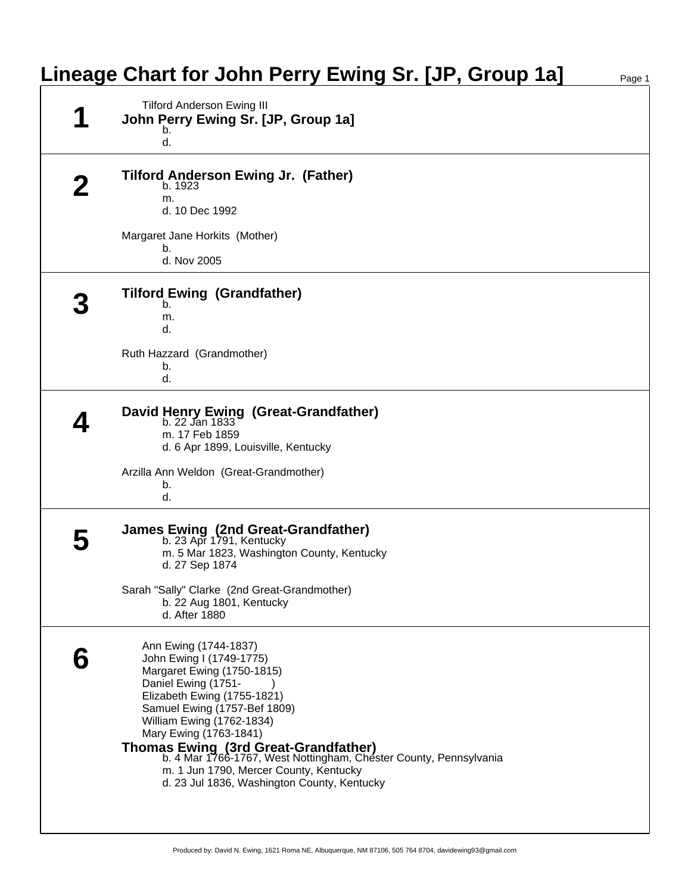# Lineage Chart for John Perry Ewing Sr. [JP, Group 1a]

## 1

Tilford Anderson Ewing III

**John Perry Ewing Sr. [JP, Group 1a]**

b.
d.

## 2

**Tilford Anderson Ewing Jr. (Father)**

b. 1923
m.
d. 10 Dec 1992

Margaret Jane Horkits (Mother)

b.
d. Nov 2005

## 3

**Tilford Ewing (Grandfather)**

b.
m.
d.

Ruth Hazzard (Grandmother)

b.
d.

## 4

**David Henry Ewing (Great-Grandfather)**

b. 22 Jan 1833
m. 17 Feb 1859
d. 6 Apr 1899, Louisville, Kentucky

Arzilla Ann Weldon (Great-Grandmother)

b.
d.

## 5

**James Ewing (2nd Great-Grandfather)**

b. 23 Apr 1791, Kentucky
m. 5 Mar 1823, Washington County, Kentucky
d. 27 Sep 1874

Sarah "Sally" Clarke (2nd Great-Grandmother)

b. 22 Aug 1801, Kentucky
d. After 1880

## 6

Ann Ewing (1744-1837)
John Ewing I (1749-1775)
Margaret Ewing (1750-1815)
Daniel Ewing (1751- )
Elizabeth Ewing (1755-1821)
Samuel Ewing (1757-Bef 1809)
William Ewing (1762-1834)
Mary Ewing (1763-1841)

**Thomas Ewing (3rd Great-Grandfather)**

b. 4 Mar 1766-1767, West Nottingham, Chester County, Pennsylvania
m. 1 Jun 1790, Mercer County, Kentucky
d. 23 Jul 1836, Washington County, Kentucky

Produced by: David N. Ewing, 1621 Roma NE, Albuquerque, NM 87106, 505 764 8704, davidewing93@gmail.com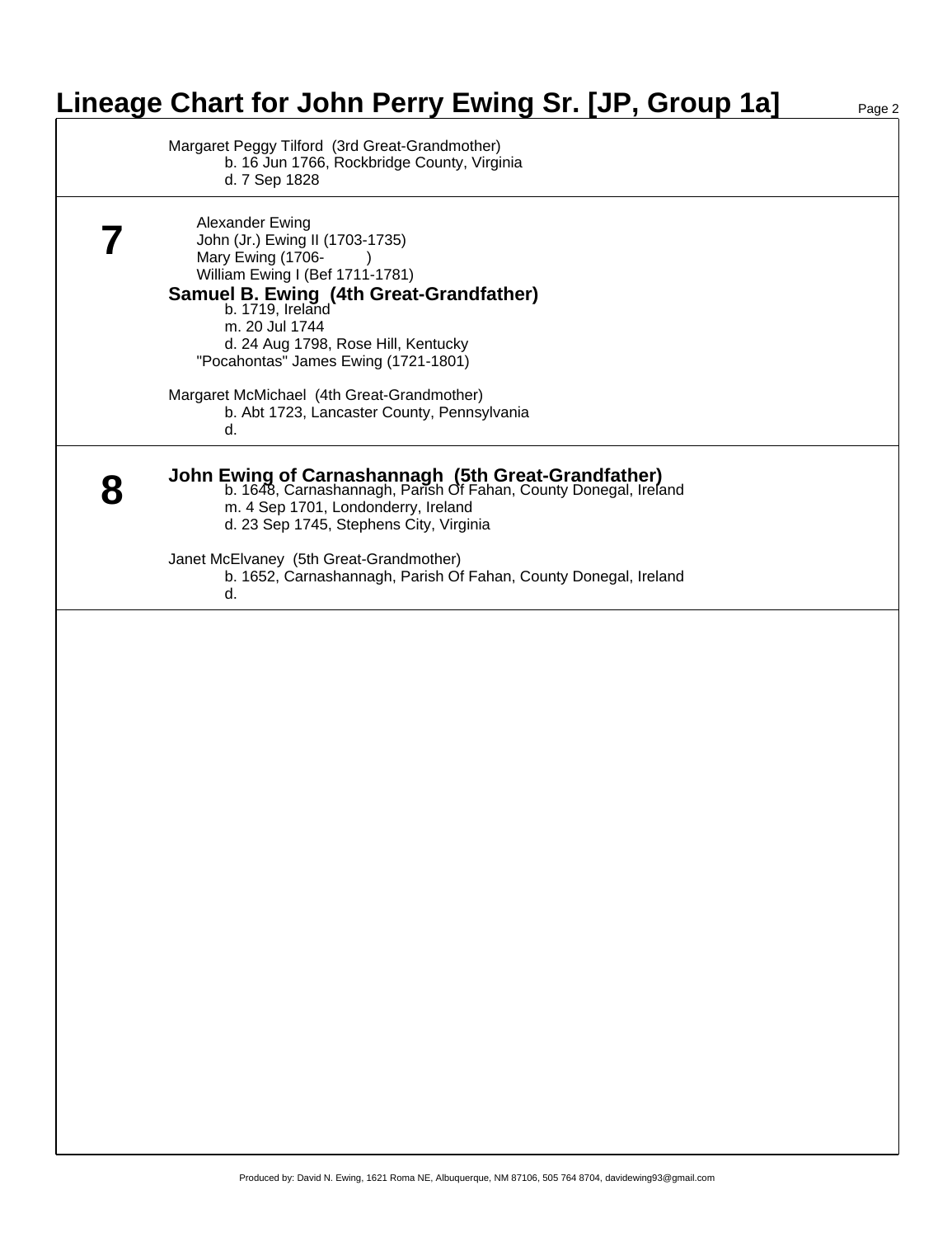# Lineage Chart for John Perry Ewing Sr. [JP, Group 1a]

Margaret Peggy Tilford (3rd Great-Grandmother)
b. 16 Jun 1766, Rockbridge County, Virginia
d. 7 Sep 1828

---

**7**

Alexander Ewing
John (Jr.) Ewing II (1703-1735)
Mary Ewing (1706- )
William Ewing I (Bef 1711-1781)

**Samuel B. Ewing (4th Great-Grandfather)**
b. 1719, Ireland
m. 20 Jul 1744
d. 24 Aug 1798, Rose Hill, Kentucky

"Pocahontas" James Ewing (1721-1801)

Margaret McMichael (4th Great-Grandmother)
b. Abt 1723, Lancaster County, Pennsylvania
d.

---

**8**

**John Ewing of Carnashannagh (5th Great-Grandfather)**
b. 1648, Carnashannagh, Parish Of Fahan, County Donegal, Ireland
m. 4 Sep 1701, Londonderry, Ireland
d. 23 Sep 1745, Stephens City, Virginia

Janet McElvaney (5th Great-Grandmother)
b. 1652, Carnashannagh, Parish Of Fahan, County Donegal, Ireland
d.

---

Produced by: David N. Ewing, 1621 Roma NE, Albuquerque, NM 87106, 505 764 8704, davidewing93@gmail.com